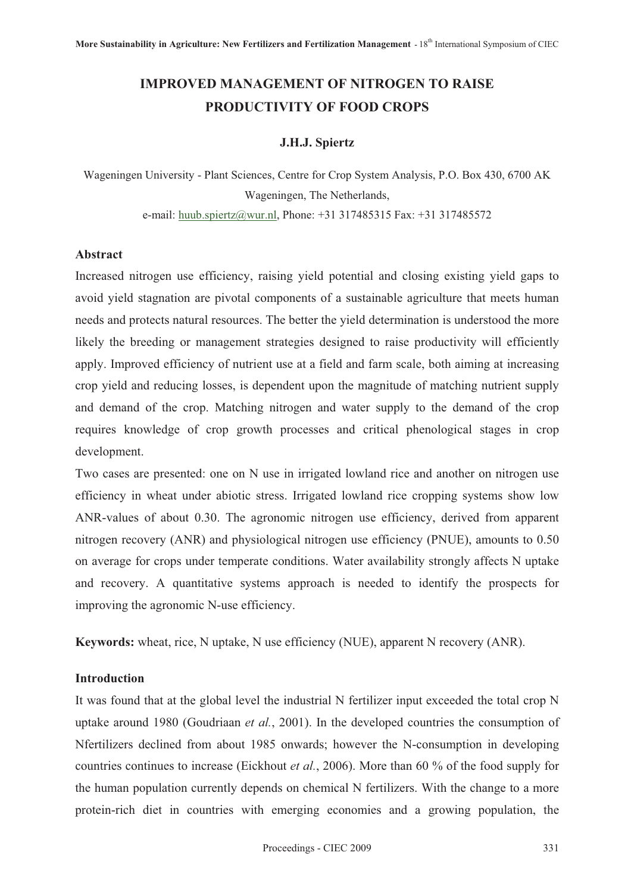# IMPROVED MANAGEMENT OF NITROGEN TO RAISE PRODUCTIVITY OF FOOD CROPS

**J.H.J. Spiertz**

Wageningen University - Plant Sciences, Centre for Crop System Analysis, P.O. Box 430, 6700 AK Wageningen, The Netherlands,

e-mail: huub.spiertz@wur.nl, Phone: +31 317485315 Fax: +31 317485572

## Abstract

Increased nitrogen use efficiency, raising yield potential and closing existing yield gaps to avoid yield stagnation are pivotal components of a sustainable agriculture that meets human needs and protects natural resources. The better the yield determination is understood the more likely the breeding or management strategies designed to raise productivity will efficiently apply. Improved efficiency of nutrient use at a field and farm scale, both aiming at increasing crop yield and reducing losses, is dependent upon the magnitude of matching nutrient supply and demand of the crop. Matching nitrogen and water supply to the demand of the crop requires knowledge of crop growth processes and critical phenological stages in crop development.

Two cases are presented: one on N use in irrigated lowland rice and another on nitrogen use efficiency in wheat under abiotic stress. Irrigated lowland rice cropping systems show low ANR-values of about 0.30. The agronomic nitrogen use efficiency, derived from apparent nitrogen recovery (ANR) and physiological nitrogen use efficiency (PNUE), amounts to 0.50 on average for crops under temperate conditions. Water availability strongly affects N uptake and recovery. A quantitative systems approach is needed to identify the prospects for improving the agronomic N-use efficiency.

**Keywords:** wheat, rice, N uptake, N use efficiency (NUE), apparent N recovery (ANR).

## Introduction

It was found that at the global level the industrial N fertilizer input exceeded the total crop N uptake around 1980 (Goudriaan *et al.*, 2001). In the developed countries the consumption of Nfertilizers declined from about 1985 onwards; however the N-consumption in developing countries continues to increase (Eickhout *et al.*, 2006). More than 60 % of the food supply for the human population currently depends on chemical N fertilizers. With the change to a more protein-rich diet in countries with emerging economies and a growing population, the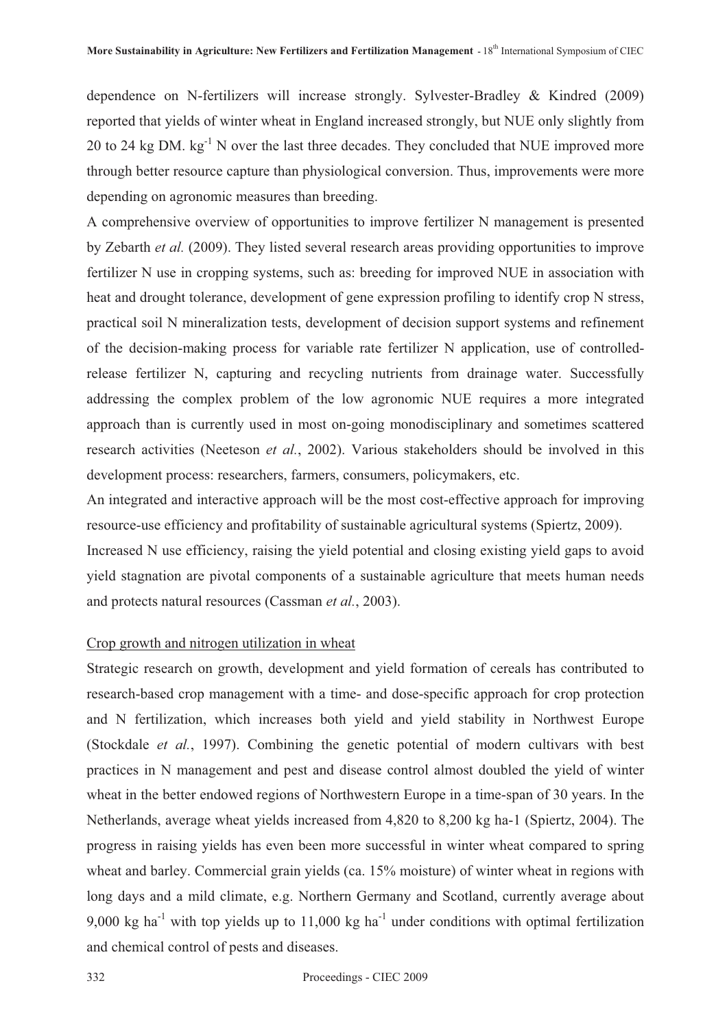dependence on N-fertilizers will increase strongly. Sylvester-Bradley & Kindred (2009) reported that yields of winter wheat in England increased strongly, but NUE only slightly from 20 to 24 kg DM. $kg^{-1}$ N over the last three decades. They concluded that NUE improved more through better resource capture than physiological conversion. Thus, improvements were more depending on agronomic measures than breeding.

A comprehensive overview of opportunities to improve fertilizer N management is presented by Zebarth *et al.* (2009). They listed several research areas providing opportunities to improve fertilizer N use in cropping systems, such as: breeding for improved NUE in association with heat and drought tolerance, development of gene expression profiling to identify crop N stress, practical soil N mineralization tests, development of decision support systems and refinement of the decision-making process for variable rate fertilizer N application, use of controlled-release fertilizer N, capturing and recycling nutrients from drainage water. Successfully addressing the complex problem of the low agronomic NUE requires a more integrated approach than is currently used in most on-going monodisciplinary and sometimes scattered research activities (Neeteson *et al.*, 2002). Various stakeholders should be involved in this development process: researchers, farmers, consumers, policymakers, etc.

An integrated and interactive approach will be the most cost-effective approach for improving resource-use efficiency and profitability of sustainable agricultural systems (Spiertz, 2009).

Increased N use efficiency, raising the yield potential and closing existing yield gaps to avoid yield stagnation are pivotal components of a sustainable agriculture that meets human needs and protects natural resources (Cassman *et al.*, 2003).

## Crop growth and nitrogen utilization in wheat

Strategic research on growth, development and yield formation of cereals has contributed to research-based crop management with a time- and dose-specific approach for crop protection and N fertilization, which increases both yield and yield stability in Northwest Europe (Stockdale *et al.*, 1997). Combining the genetic potential of modern cultivars with best practices in N management and pest and disease control almost doubled the yield of winter wheat in the better endowed regions of Northwestern Europe in a time-span of 30 years. In the Netherlands, average wheat yields increased from 4,820 to 8,200 kg ha-1 (Spiertz, 2004). The progress in raising yields has even been more successful in winter wheat compared to spring wheat and barley. Commercial grain yields (ca. 15% moisture) of winter wheat in regions with long days and a mild climate, e.g. Northern Germany and Scotland, currently average about 9,000 kg $ha^{-1}$ with top yields up to 11,000 kg $ha^{-1}$ under conditions with optimal fertilization and chemical control of pests and diseases.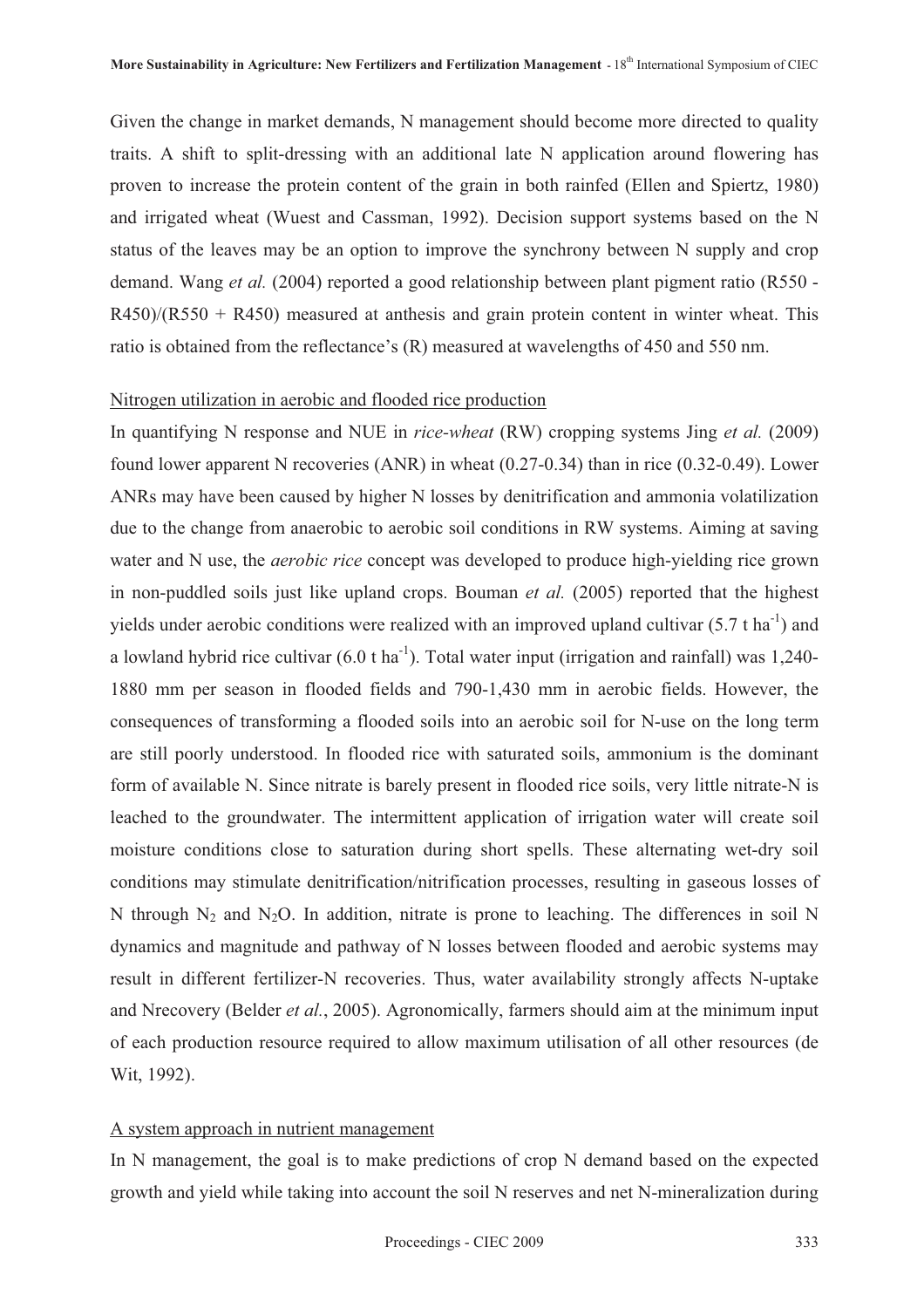Given the change in market demands, N management should become more directed to quality traits. A shift to split-dressing with an additional late N application around flowering has proven to increase the protein content of the grain in both rainfed (Ellen and Spiertz, 1980) and irrigated wheat (Wuest and Cassman, 1992). Decision support systems based on the N status of the leaves may be an option to improve the synchrony between N supply and crop demand. Wang *et al.* (2004) reported a good relationship between plant pigment ratio (R550 - R450)/(R550 + R450) measured at anthesis and grain protein content in winter wheat. This ratio is obtained from the reflectance's (R) measured at wavelengths of 450 and 550 nm.

## Nitrogen utilization in aerobic and flooded rice production

In quantifying N response and NUE in *rice-wheat* (RW) cropping systems Jing *et al.* (2009) found lower apparent N recoveries (ANR) in wheat (0.27-0.34) than in rice (0.32-0.49). Lower ANRs may have been caused by higher N losses by denitrification and ammonia volatilization due to the change from anaerobic to aerobic soil conditions in RW systems. Aiming at saving water and N use, the *aerobic rice* concept was developed to produce high-yielding rice grown in non-puddled soils just like upland crops. Bouman *et al.* (2005) reported that the highest yields under aerobic conditions were realized with an improved upland cultivar (5.7 t $ha^{-1}$) and a lowland hybrid rice cultivar (6.0 t $ha^{-1}$). Total water input (irrigation and rainfall) was 1,240-1880 mm per season in flooded fields and 790-1,430 mm in aerobic fields. However, the consequences of transforming a flooded soils into an aerobic soil for N-use on the long term are still poorly understood. In flooded rice with saturated soils, ammonium is the dominant form of available N. Since nitrate is barely present in flooded rice soils, very little nitrate-N is leached to the groundwater. The intermittent application of irrigation water will create soil moisture conditions close to saturation during short spells. These alternating wet-dry soil conditions may stimulate denitrification/nitrification processes, resulting in gaseous losses of N through $N_2$ and $N_2O$. In addition, nitrate is prone to leaching. The differences in soil N dynamics and magnitude and pathway of N losses between flooded and aerobic systems may result in different fertilizer-N recoveries. Thus, water availability strongly affects N-uptake and Nrecovery (Belder *et al.*, 2005). Agronomically, farmers should aim at the minimum input of each production resource required to allow maximum utilisation of all other resources (de Wit, 1992).

## A system approach in nutrient management

In N management, the goal is to make predictions of crop N demand based on the expected growth and yield while taking into account the soil N reserves and net N-mineralization during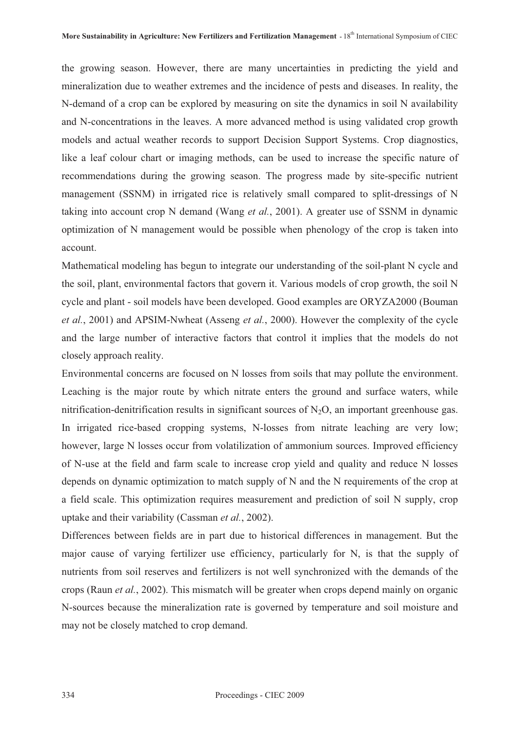the growing season. However, there are many uncertainties in predicting the yield and mineralization due to weather extremes and the incidence of pests and diseases. In reality, the N-demand of a crop can be explored by measuring on site the dynamics in soil N availability and N-concentrations in the leaves. A more advanced method is using validated crop growth models and actual weather records to support Decision Support Systems. Crop diagnostics, like a leaf colour chart or imaging methods, can be used to increase the specific nature of recommendations during the growing season. The progress made by site-specific nutrient management (SSNM) in irrigated rice is relatively small compared to split-dressings of N taking into account crop N demand (Wang *et al.*, 2001). A greater use of SSNM in dynamic optimization of N management would be possible when phenology of the crop is taken into account.

Mathematical modeling has begun to integrate our understanding of the soil-plant N cycle and the soil, plant, environmental factors that govern it. Various models of crop growth, the soil N cycle and plant - soil models have been developed. Good examples are ORYZA2000 (Bouman *et al.*, 2001) and APSIM-Nwheat (Asseng *et al.*, 2000). However the complexity of the cycle and the large number of interactive factors that control it implies that the models do not closely approach reality.

Environmental concerns are focused on N losses from soils that may pollute the environment. Leaching is the major route by which nitrate enters the ground and surface waters, while nitrification-denitrification results in significant sources of $N_2O$, an important greenhouse gas. In irrigated rice-based cropping systems, N-losses from nitrate leaching are very low; however, large N losses occur from volatilization of ammonium sources. Improved efficiency of N-use at the field and farm scale to increase crop yield and quality and reduce N losses depends on dynamic optimization to match supply of N and the N requirements of the crop at a field scale. This optimization requires measurement and prediction of soil N supply, crop uptake and their variability (Cassman *et al.*, 2002).

Differences between fields are in part due to historical differences in management. But the major cause of varying fertilizer use efficiency, particularly for N, is that the supply of nutrients from soil reserves and fertilizers is not well synchronized with the demands of the crops (Raun *et al.*, 2002). This mismatch will be greater when crops depend mainly on organic N-sources because the mineralization rate is governed by temperature and soil moisture and may not be closely matched to crop demand.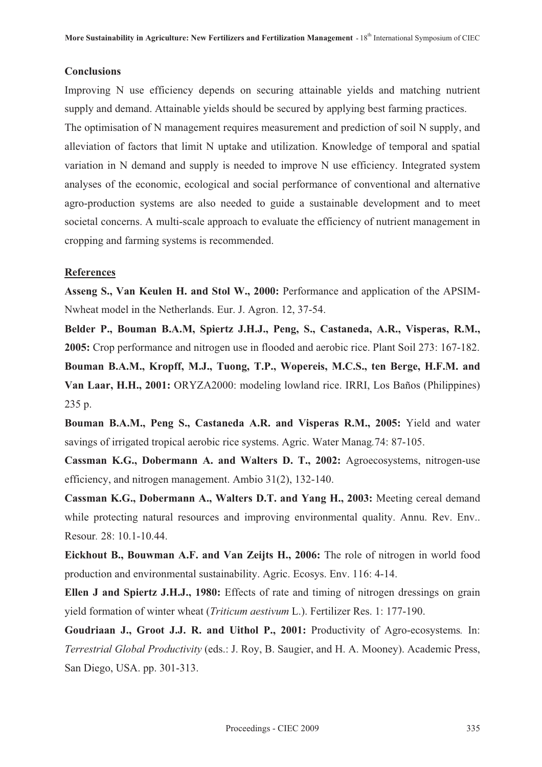## Conclusions

Improving N use efficiency depends on securing attainable yields and matching nutrient supply and demand. Attainable yields should be secured by applying best farming practices.

The optimisation of N management requires measurement and prediction of soil N supply, and alleviation of factors that limit N uptake and utilization. Knowledge of temporal and spatial variation in N demand and supply is needed to improve N use efficiency. Integrated system analyses of the economic, ecological and social performance of conventional and alternative agro-production systems are also needed to guide a sustainable development and to meet societal concerns. A multi-scale approach to evaluate the efficiency of nutrient management in cropping and farming systems is recommended.

## References

**Asseng S., Van Keulen H. and Stol W., 2000:** Performance and application of the APSIM-Nwheat model in the Netherlands. Eur. J. Agron. 12, 37-54.

**Belder P., Bouman B.A.M, Spiertz J.H.J., Peng, S., Castaneda, A.R., Visperas, R.M., 2005:** Crop performance and nitrogen use in flooded and aerobic rice. Plant Soil 273: 167-182.

**Bouman B.A.M., Kropff, M.J., Tuong, T.P., Wopereis, M.C.S., ten Berge, H.F.M. and Van Laar, H.H., 2001:** ORYZA2000: modeling lowland rice. IRRI, Los Baños (Philippines) 235 p.

**Bouman B.A.M., Peng S., Castaneda A.R. and Visperas R.M., 2005:** Yield and water savings of irrigated tropical aerobic rice systems. Agric. Water Manag.74: 87-105.

**Cassman K.G., Dobermann A. and Walters D. T., 2002:** Agroecosystems, nitrogen-use efficiency, and nitrogen management. Ambio 31(2), 132-140.

**Cassman K.G., Dobermann A., Walters D.T. and Yang H., 2003:** Meeting cereal demand while protecting natural resources and improving environmental quality. Annu. Rev. Env.. Resour. 28: 10.1-10.44.

**Eickhout B., Bouwman A.F. and Van Zeijts H., 2006:** The role of nitrogen in world food production and environmental sustainability. Agric. Ecosys. Env. 116: 4-14.

**Ellen J and Spiertz J.H.J., 1980:** Effects of rate and timing of nitrogen dressings on grain yield formation of winter wheat (*Triticum aestivum* L.). Fertilizer Res. 1: 177-190.

**Goudriaan J., Groot J.J. R. and Uithol P., 2001:** Productivity of Agro-ecosystems. In: *Terrestrial Global Productivity* (eds.: J. Roy, B. Saugier, and H. A. Mooney). Academic Press, San Diego, USA. pp. 301-313.